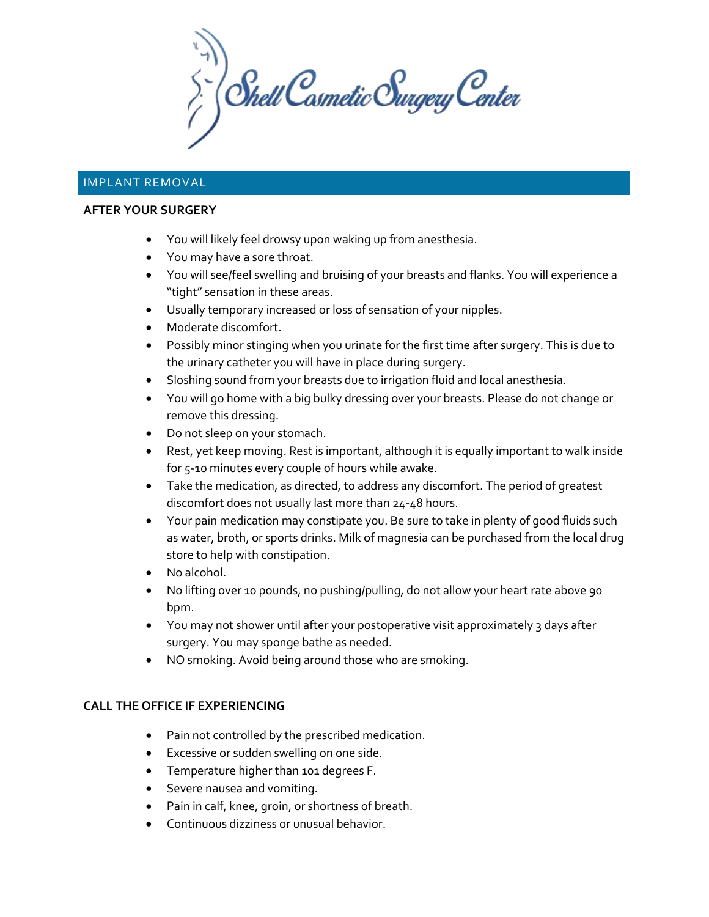# Shell Cosmetic Surgery Center

## IMPLANT REMOVAL

### AFTER YOUR SURGERY

- You will likely feel drowsy upon waking up from anesthesia.
- You may have a sore throat.
- You will see/feel swelling and bruising of your breasts and flanks. You will experience a "tight" sensation in these areas.
- Usually temporary increased or loss of sensation of your nipples.
- Moderate discomfort.
- Possibly minor stinging when you urinate for the first time after surgery. This is due to the urinary catheter you will have in place during surgery.
- Sloshing sound from your breasts due to irrigation fluid and local anesthesia.
- You will go home with a big bulky dressing over your breasts. Please do not change or remove this dressing.
- Do not sleep on your stomach.
- Rest, yet keep moving. Rest is important, although it is equally important to walk inside for 5-10 minutes every couple of hours while awake.
- Take the medication, as directed, to address any discomfort. The period of greatest discomfort does not usually last more than 24-48 hours.
- Your pain medication may constipate you. Be sure to take in plenty of good fluids such as water, broth, or sports drinks. Milk of magnesia can be purchased from the local drug store to help with constipation.
- No alcohol.
- No lifting over 10 pounds, no pushing/pulling, do not allow your heart rate above 90 bpm.
- You may not shower until after your postoperative visit approximately 3 days after surgery. You may sponge bathe as needed.
- NO smoking. Avoid being around those who are smoking.

### CALL THE OFFICE IF EXPERIENCING

- Pain not controlled by the prescribed medication.
- Excessive or sudden swelling on one side.
- Temperature higher than 101 degrees F.
- Severe nausea and vomiting.
- Pain in calf, knee, groin, or shortness of breath.
- Continuous dizziness or unusual behavior.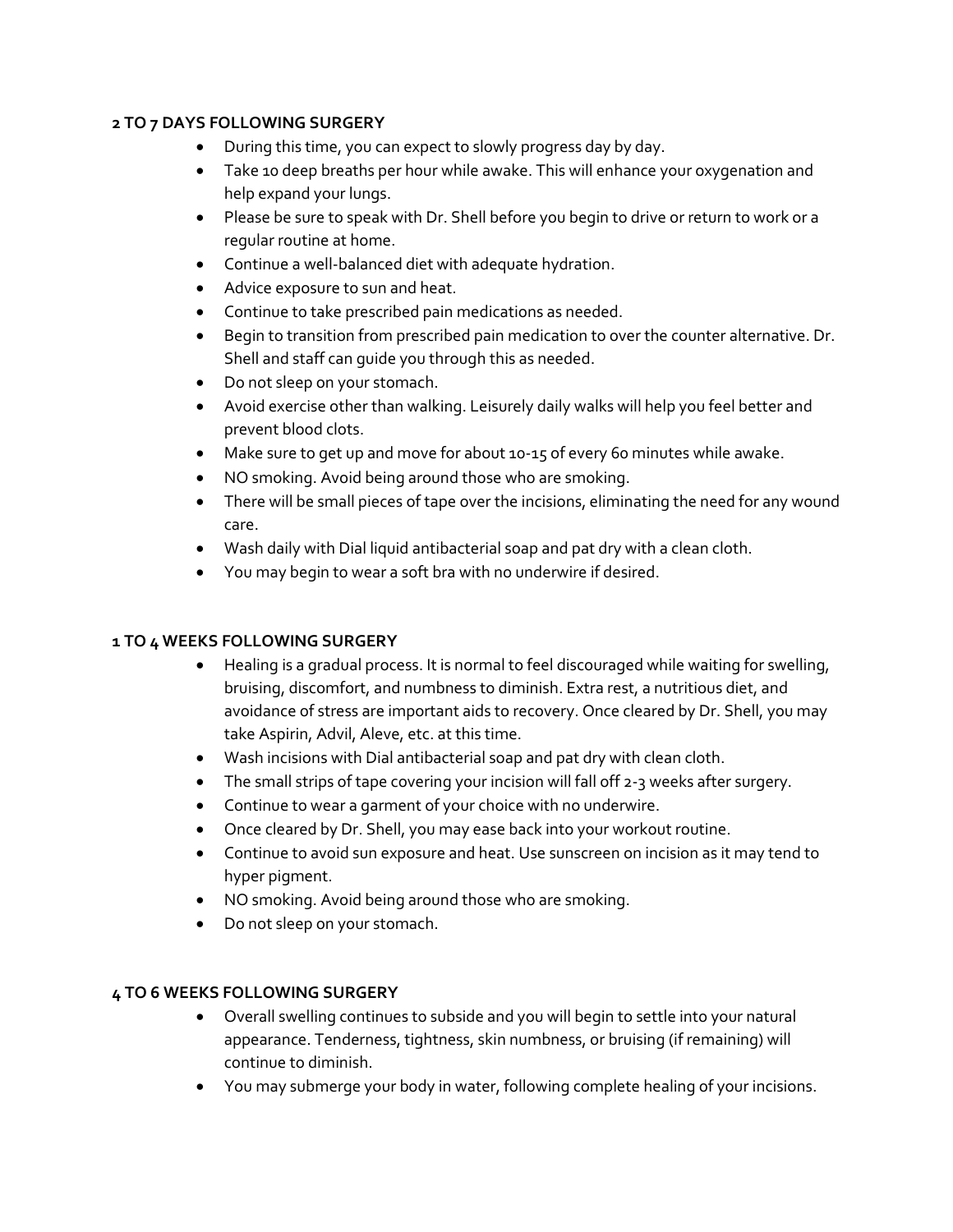**2 TO 7 DAYS FOLLOWING SURGERY**

- During this time, you can expect to slowly progress day by day.
- Take 10 deep breaths per hour while awake. This will enhance your oxygenation and help expand your lungs.
- Please be sure to speak with Dr. Shell before you begin to drive or return to work or a regular routine at home.
- Continue a well-balanced diet with adequate hydration.
- Advice exposure to sun and heat.
- Continue to take prescribed pain medications as needed.
- Begin to transition from prescribed pain medication to over the counter alternative. Dr. Shell and staff can guide you through this as needed.
- Do not sleep on your stomach.
- Avoid exercise other than walking. Leisurely daily walks will help you feel better and prevent blood clots.
- Make sure to get up and move for about 10-15 of every 60 minutes while awake.
- NO smoking. Avoid being around those who are smoking.
- There will be small pieces of tape over the incisions, eliminating the need for any wound care.
- Wash daily with Dial liquid antibacterial soap and pat dry with a clean cloth.
- You may begin to wear a soft bra with no underwire if desired.

**1 TO 4 WEEKS FOLLOWING SURGERY**

- Healing is a gradual process. It is normal to feel discouraged while waiting for swelling, bruising, discomfort, and numbness to diminish. Extra rest, a nutritious diet, and avoidance of stress are important aids to recovery. Once cleared by Dr. Shell, you may take Aspirin, Advil, Aleve, etc. at this time.
- Wash incisions with Dial antibacterial soap and pat dry with clean cloth.
- The small strips of tape covering your incision will fall off 2-3 weeks after surgery.
- Continue to wear a garment of your choice with no underwire.
- Once cleared by Dr. Shell, you may ease back into your workout routine.
- Continue to avoid sun exposure and heat. Use sunscreen on incision as it may tend to hyper pigment.
- NO smoking. Avoid being around those who are smoking.
- Do not sleep on your stomach.

**4 TO 6 WEEKS FOLLOWING SURGERY**

- Overall swelling continues to subside and you will begin to settle into your natural appearance. Tenderness, tightness, skin numbness, or bruising (if remaining) will continue to diminish.
- You may submerge your body in water, following complete healing of your incisions.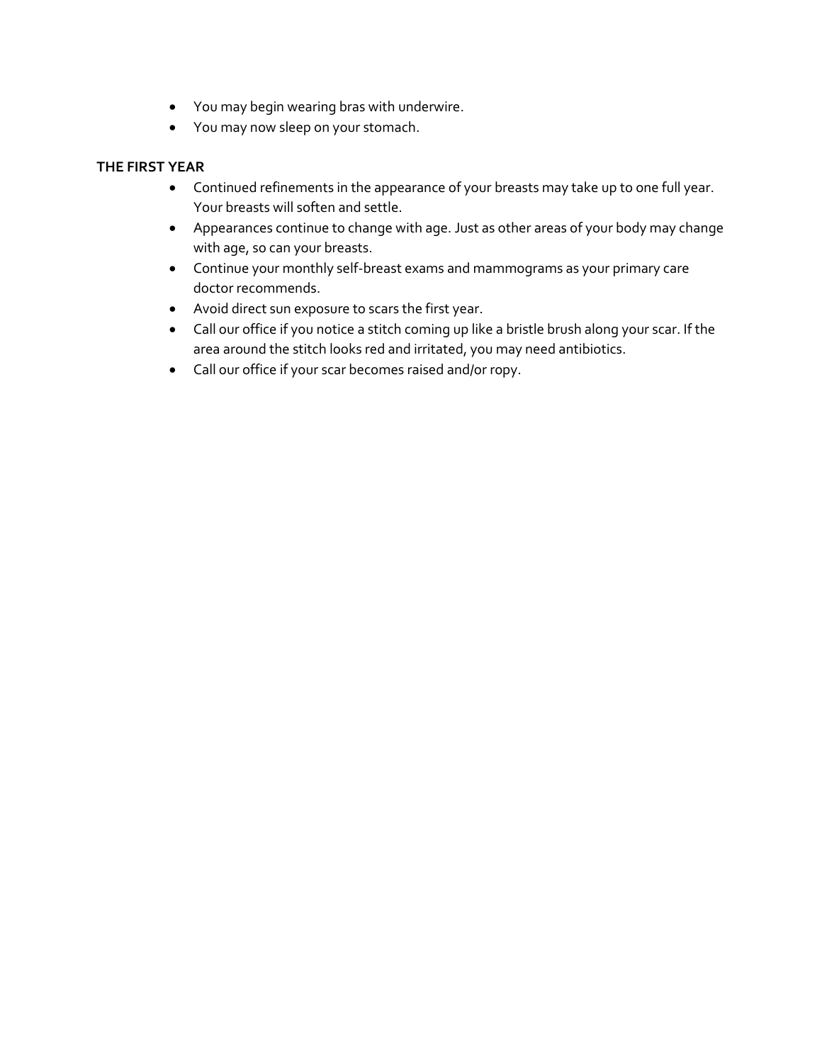- You may begin wearing bras with underwire.
- You may now sleep on your stomach.

**THE FIRST YEAR**

- Continued refinements in the appearance of your breasts may take up to one full year. Your breasts will soften and settle.
- Appearances continue to change with age. Just as other areas of your body may change with age, so can your breasts.
- Continue your monthly self-breast exams and mammograms as your primary care doctor recommends.
- Avoid direct sun exposure to scars the first year.
- Call our office if you notice a stitch coming up like a bristle brush along your scar. If the area around the stitch looks red and irritated, you may need antibiotics.
- Call our office if your scar becomes raised and/or ropy.